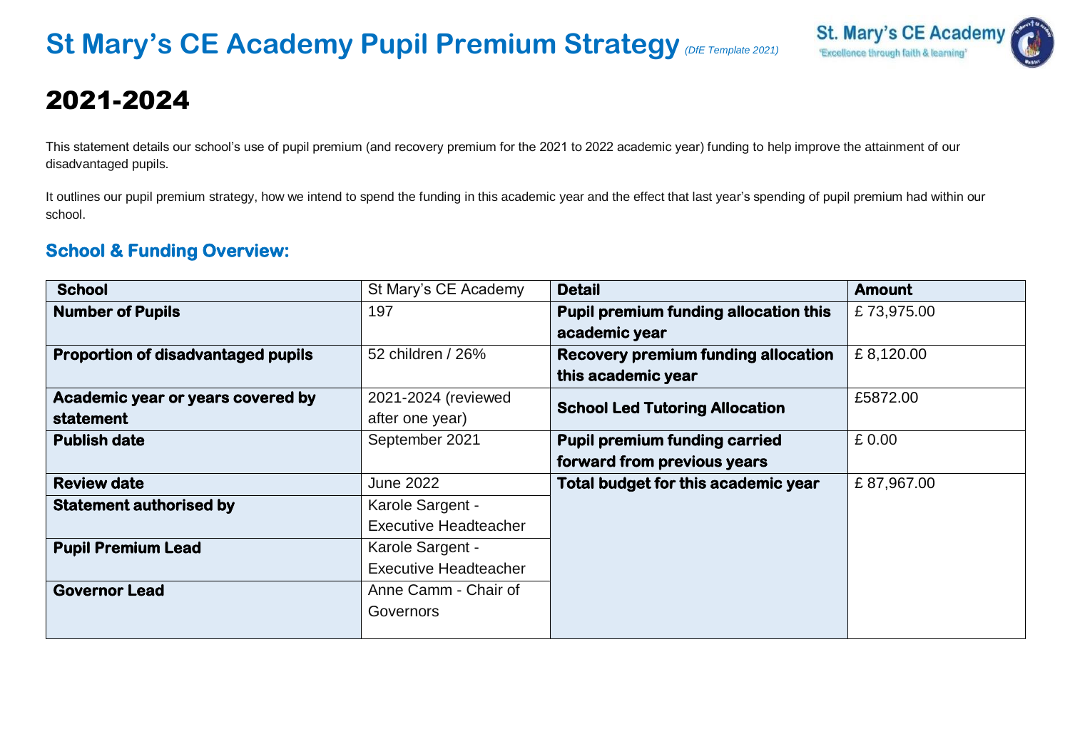# St Mary's CE Academy Pupil Premium Strategy *(DfE Template 2021)*

St. Mary's CE Academy
'Excellence through faith & learning'

# 2021-2024

This statement details our school's use of pupil premium (and recovery premium for the 2021 to 2022 academic year) funding to help improve the attainment of our disadvantaged pupils.

It outlines our pupil premium strategy, how we intend to spend the funding in this academic year and the effect that last year's spending of pupil premium had within our school.

## School & Funding Overview:

| School | St Mary's CE Academy | Detail | Amount |
|---|---|---|---|
| **Number of Pupils** | 197 | **Pupil premium funding allocation this academic year** | £ 73,975.00 |
| **Proportion of disadvantaged pupils** | 52 children / 26% | **Recovery premium funding allocation this academic year** | £ 8,120.00 |
| **Academic year or years covered by statement** | 2021-2024 (reviewed after one year) | **School Led Tutoring Allocation** | £5872.00 |
| **Publish date** | September 2021 | **Pupil premium funding carried forward from previous years** | £ 0.00 |
| **Review date** | June 2022 | **Total budget for this academic year** | £ 87,967.00 |
| **Statement authorised by** | Karole Sargent - Executive Headteacher | | |
| **Pupil Premium Lead** | Karole Sargent - Executive Headteacher | | |
| **Governor Lead** | Anne Camm - Chair of Governors | | |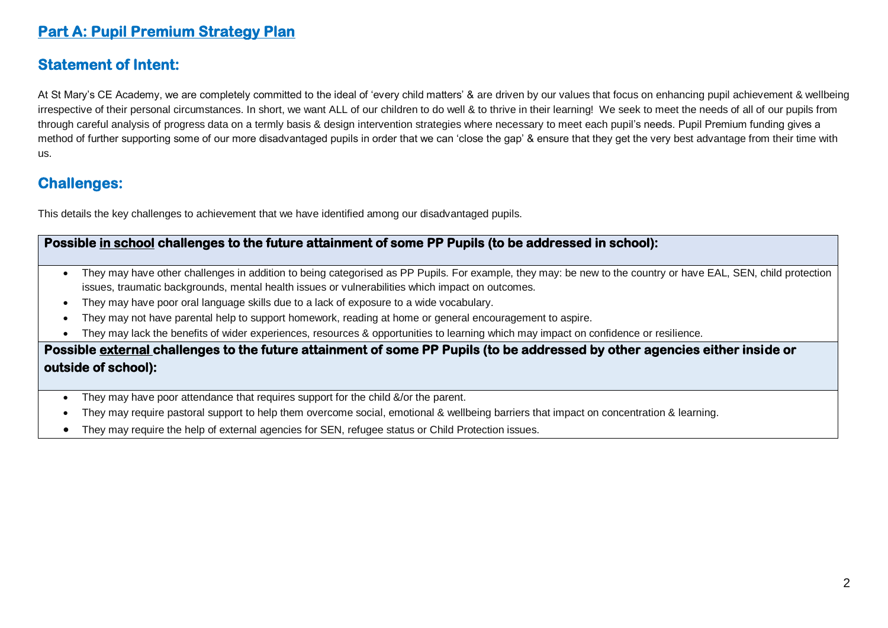## Part A: Pupil Premium Strategy Plan

## Statement of Intent:

At St Mary's CE Academy, we are completely committed to the ideal of 'every child matters' & are driven by our values that focus on enhancing pupil achievement & wellbeing irrespective of their personal circumstances. In short, we want ALL of our children to do well & to thrive in their learning! We seek to meet the needs of all of our pupils from through careful analysis of progress data on a termly basis & design intervention strategies where necessary to meet each pupil's needs. Pupil Premium funding gives a method of further supporting some of our more disadvantaged pupils in order that we can 'close the gap' & ensure that they get the very best advantage from their time with us.

## Challenges:

This details the key challenges to achievement that we have identified among our disadvantaged pupils.

**Possible <u>in school</u> challenges to the future attainment of some PP Pupils (to be addressed in school):**

- They may have other challenges in addition to being categorised as PP Pupils. For example, they may: be new to the country or have EAL, SEN, child protection issues, traumatic backgrounds, mental health issues or vulnerabilities which impact on outcomes.
- They may have poor oral language skills due to a lack of exposure to a wide vocabulary.
- They may not have parental help to support homework, reading at home or general encouragement to aspire.
- They may lack the benefits of wider experiences, resources & opportunities to learning which may impact on confidence or resilience.

**Possible <u>external</u> challenges to the future attainment of some PP Pupils (to be addressed by other agencies either inside or outside of school):**

- They may have poor attendance that requires support for the child &/or the parent.
- They may require pastoral support to help them overcome social, emotional & wellbeing barriers that impact on concentration & learning.
- They may require the help of external agencies for SEN, refugee status or Child Protection issues.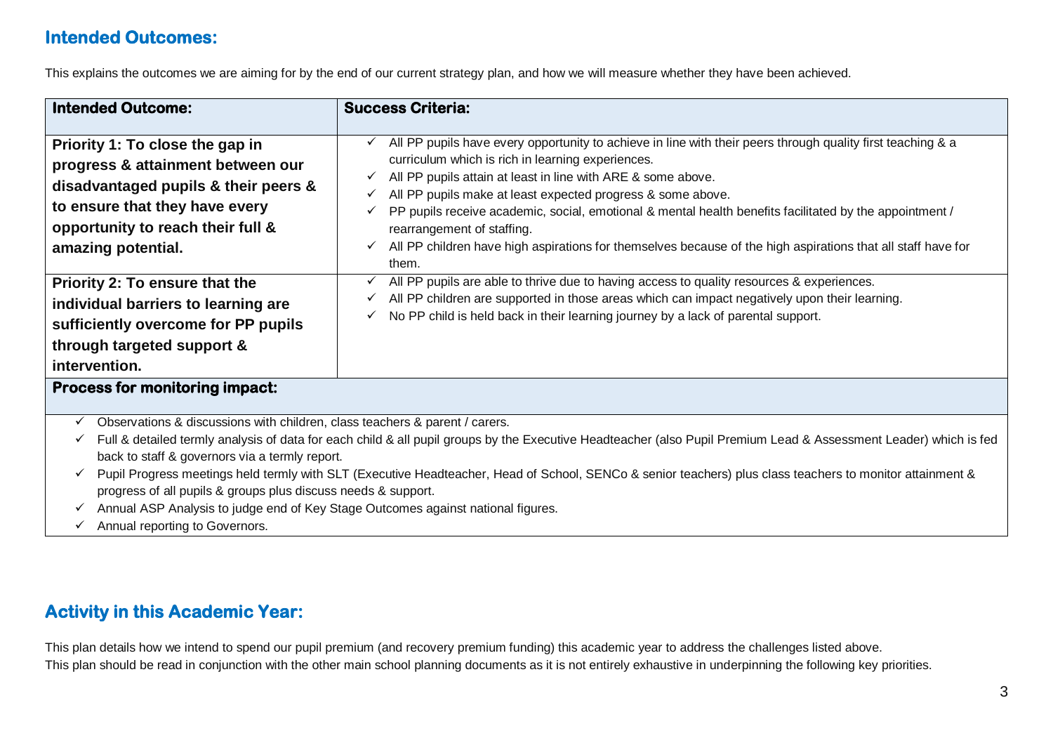## Intended Outcomes:

This explains the outcomes we are aiming for by the end of our current strategy plan, and how we will measure whether they have been achieved.

| **Intended Outcome:** | **Success Criteria:** |
|---|---|
| **Priority 1: To close the gap in progress & attainment between our disadvantaged pupils & their peers & to ensure that they have every opportunity to reach their full & amazing potential.** | ✓ All PP pupils have every opportunity to achieve in line with their peers through quality first teaching & a curriculum which is rich in learning experiences.<br>✓ All PP pupils attain at least in line with ARE & some above.<br>✓ All PP pupils make at least expected progress & some above.<br>✓ PP pupils receive academic, social, emotional & mental health benefits facilitated by the appointment / rearrangement of staffing.<br>✓ All PP children have high aspirations for themselves because of the high aspirations that all staff have for them. |
| **Priority 2: To ensure that the individual barriers to learning are sufficiently overcome for PP pupils through targeted support & intervention.** | ✓ All PP pupils are able to thrive due to having access to quality resources & experiences.<br>✓ All PP children are supported in those areas which can impact negatively upon their learning.<br>✓ No PP child is held back in their learning journey by a lack of parental support. |
| **Process for monitoring impact:** | |
| ✓ Observations & discussions with children, class teachers & parent / carers.<br>✓ Full & detailed termly analysis of data for each child & all pupil groups by the Executive Headteacher (also Pupil Premium Lead & Assessment Leader) which is fed back to staff & governors via a termly report.<br>✓ Pupil Progress meetings held termly with SLT (Executive Headteacher, Head of School, SENCo & senior teachers) plus class teachers to monitor attainment & progress of all pupils & groups plus discuss needs & support.<br>✓ Annual ASP Analysis to judge end of Key Stage Outcomes against national figures.<br>✓ Annual reporting to Governors. | |

## Activity in this Academic Year:

This plan details how we intend to spend our pupil premium (and recovery premium funding) this academic year to address the challenges listed above.
This plan should be read in conjunction with the other main school planning documents as it is not entirely exhaustive in underpinning the following key priorities.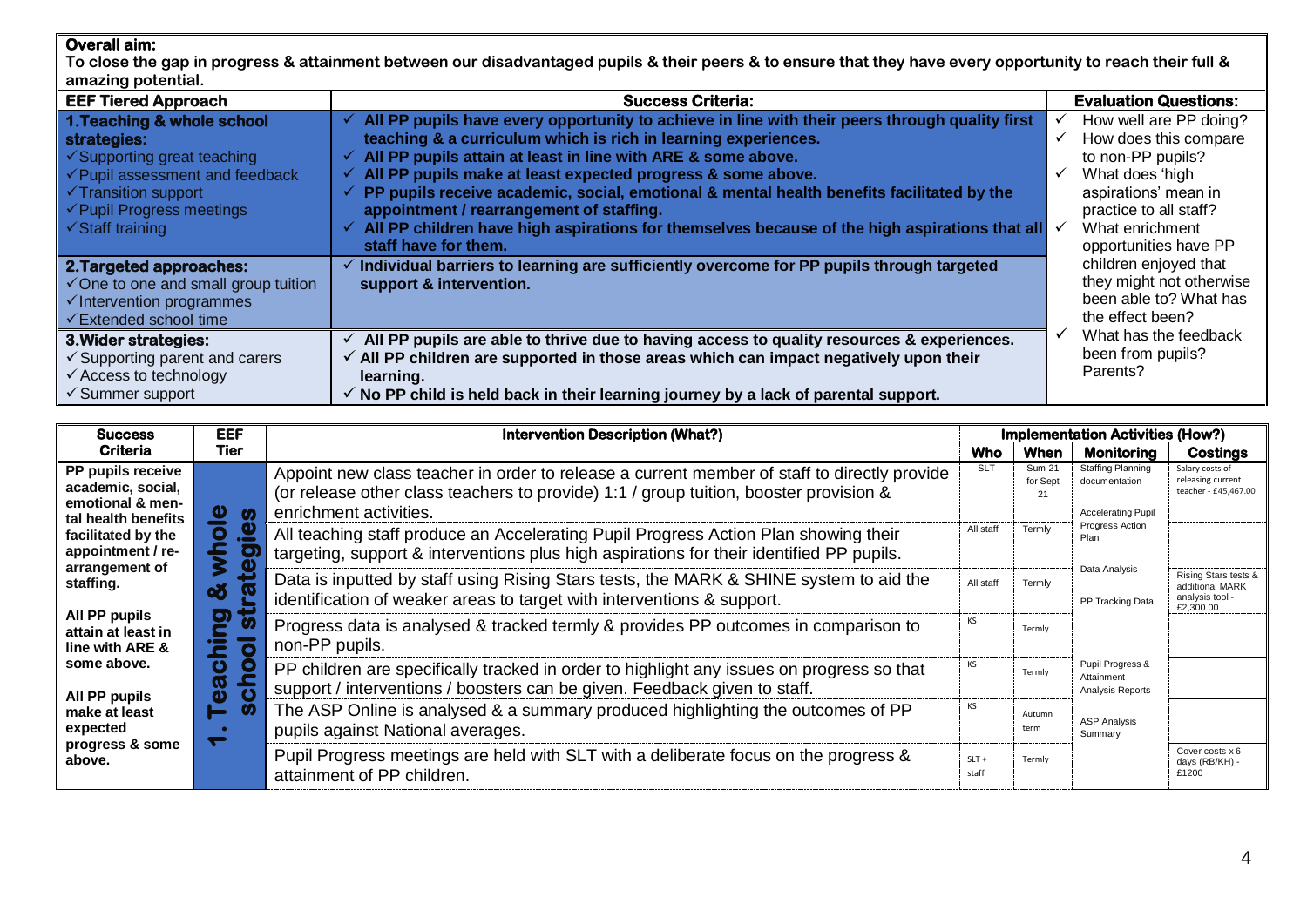**Overall aim:**
**To close the gap in progress & attainment between our disadvantaged pupils & their peers & to ensure that they have every opportunity to reach their full & amazing potential.**

| EEF Tiered Approach | Success Criteria: | Evaluation Questions: |
|---|---|---|
| **1.Teaching & whole school strategies:**<br>✓Supporting great teaching<br>✓Pupil assessment and feedback<br>✓Transition support<br>✓Pupil Progress meetings<br>✓Staff training | ✓ **All PP pupils have every opportunity to achieve in line with their peers through quality first teaching & a curriculum which is rich in learning experiences.**<br>✓ **All PP pupils attain at least in line with ARE & some above.**<br>✓ **All PP pupils make at least expected progress & some above.**<br>✓ **PP pupils receive academic, social, emotional & mental health benefits facilitated by the appointment / rearrangement of staffing.**<br>✓ **All PP children have high aspirations for themselves because of the high aspirations that all staff have for them.** | ✓ How well are PP doing?<br>✓ How does this compare to non-PP pupils?<br>✓ What does 'high aspirations' mean in practice to all staff?<br>✓ What enrichment opportunities have PP children enjoyed that they might not otherwise been able to? What has the effect been?<br>✓ What has the feedback been from pupils? Parents? |
| **2.Targeted approaches:**<br>✓One to one and small group tuition<br>✓Intervention programmes<br>✓Extended school time | ✓ **Individual barriers to learning are sufficiently overcome for PP pupils through targeted support & intervention.** | |
| **3.Wider strategies:**<br>✓Supporting parent and carers<br>✓Access to technology<br>✓Summer support | ✓ **All PP pupils are able to thrive due to having access to quality resources & experiences.**<br>✓ **All PP children are supported in those areas which can impact negatively upon their learning.**<br>✓ **No PP child is held back in their learning journey by a lack of parental support.** | |

| Success Criteria | EEF Tier | Intervention Description (What?) | Implementation Activities (How?) | | | |
|---|---|---|---|---|---|---|
| | | | **Who** | **When** | **Monitoring** | **Costings** |
| **PP pupils receive academic, social, emotional & mental health benefits facilitated by the appointment / re-arrangement of staffing.**<br><br>**All PP pupils attain at least in line with ARE & some above.**<br><br>**All PP pupils make at least expected progress & some above.** | **1. Teaching & whole school strategies** | Appoint new class teacher in order to release a current member of staff to directly provide (or release other class teachers to provide) 1:1 / group tuition, booster provision & enrichment activities. | SLT | Sum 21 for Sept 21 | Staffing Planning documentation | Salary costs of releasing current teacher - £45,467.00 |
| | | All teaching staff produce an Accelerating Pupil Progress Action Plan showing their targeting, support & interventions plus high aspirations for their identified PP pupils. | All staff | Termly | Accelerating Pupil Progress Action Plan | |
| | | Data is inputted by staff using Rising Stars tests, the MARK & SHINE system to aid the identification of weaker areas to target with interventions & support. | All staff | Termly | Data Analysis<br><br>PP Tracking Data | Rising Stars tests & additional MARK analysis tool - £2,300.00 |
| | | Progress data is analysed & tracked termly & provides PP outcomes in comparison to non-PP pupils. | KS | Termly | | |
| | | PP children are specifically tracked in order to highlight any issues on progress so that support / interventions / boosters can be given. Feedback given to staff. | KS | Termly | Pupil Progress & Attainment Analysis Reports | |
| | | The ASP Online is analysed & a summary produced highlighting the outcomes of PP pupils against National averages. | KS | Autumn term | ASP Analysis Summary | |
| | | Pupil Progress meetings are held with SLT with a deliberate focus on the progress & attainment of PP children. | SLT + staff | Termly | | Cover costs x 6 days (RB/KH) - £1200 |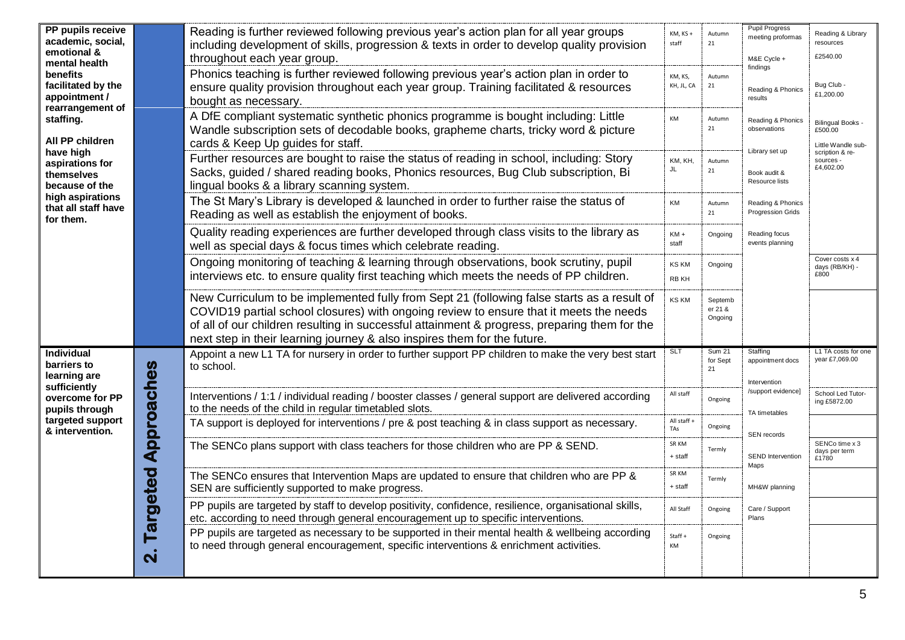| | | | | | | |
|---|---|---|---|---|---|---|
| **PP pupils receive academic, social, emotional & mental health benefits facilitated by the appointment / rearrangement of staffing.**<br><br>**All PP children have high aspirations for themselves because of the high aspirations that all staff have for them.** | | Reading is further reviewed following previous year's action plan for all year groups including development of skills, progression & texts in order to develop quality provision throughout each year group. | KM, KS + staff | Autumn 21 | Pupil Progress meeting proformas<br><br>M&E Cycle + findings | Reading & Library resources<br>£2540.00 |
| | | Phonics teaching is further reviewed following previous year's action plan in order to ensure quality provision throughout each year group. Training facilitated & resources bought as necessary. | KM, KS, KH, JL, CA | Autumn 21 | Reading & Phonics results | Bug Club - £1,200.00 |
| | | A DfE compliant systematic synthetic phonics programme is bought including: Little Wandle subscription sets of decodable books, grapheme charts, tricky word & picture cards & Keep Up guides for staff. | KM | Autumn 21 | Reading & Phonics observations | Bilingual Books - £500.00<br><br>Little Wandle subscription & resources - £4,602.00 |
| | | Further resources are bought to raise the status of reading in school, including: Story Sacks, guided / shared reading books, Phonics resources, Bug Club subscription, Bi lingual books & a library scanning system. | KM, KH, JL | Autumn 21 | Library set up<br><br>Book audit & Resource lists | |
| | | The St Mary's Library is developed & launched in order to further raise the status of Reading as well as establish the enjoyment of books. | KM | Autumn 21 | Reading & Phonics Progression Grids | |
| | | Quality reading experiences are further developed through class visits to the library as well as special days & focus times which celebrate reading. | KM + staff | Ongoing | Reading focus events planning | |
| | | Ongoing monitoring of teaching & learning through observations, book scrutiny, pupil interviews etc. to ensure quality first teaching which meets the needs of PP children. | KS KM<br>RB KH | Ongoing | | Cover costs x 4 days (RB/KH) - £800 |
| | | New Curriculum to be implemented fully from Sept 21 (following false starts as a result of COVID19 partial school closures) with ongoing review to ensure that it meets the needs of all of our children resulting in successful attainment & progress, preparing them for the next step in their learning journey & also inspires them for the future. | KS KM | September 21 & Ongoing | | |
| **Individual barriers to learning are sufficiently overcome for PP pupils through targeted support & intervention.** | **2. Targeted Approaches** | Appoint a new L1 TA for nursery in order to further support PP children to make the very best start to school. | SLT | Sum 21 for Sept 21 | Staffing appointment docs<br><br>Intervention /support evidence] | L1 TA costs for one year £7,069.00 |
| | | Interventions / 1:1 / individual reading / booster classes / general support are delivered according to the needs of the child in regular timetabled slots. | All staff | Ongoing | TA timetables | School Led Tutoring £5872.00 |
| | | TA support is deployed for interventions / pre & post teaching & in class support as necessary. | All staff + TAs | Ongoing | SEN records | |
| | | The SENCo plans support with class teachers for those children who are PP & SEND. | SR KM + staff | Termly | SEND Intervention Maps | SENCo time x 3 days per term £1780 |
| | | The SENCo ensures that Intervention Maps are updated to ensure that children who are PP & SEN are sufficiently supported to make progress. | SR KM + staff | Termly | MH&W planning | |
| | | PP pupils are targeted by staff to develop positivity, confidence, resilience, organisational skills, etc. according to need through general encouragement up to specific interventions. | All Staff | Ongoing | Care / Support Plans | |
| | | PP pupils are targeted as necessary to be supported in their mental health & wellbeing according to need through general encouragement, specific interventions & enrichment activities. | Staff + KM | Ongoing | | |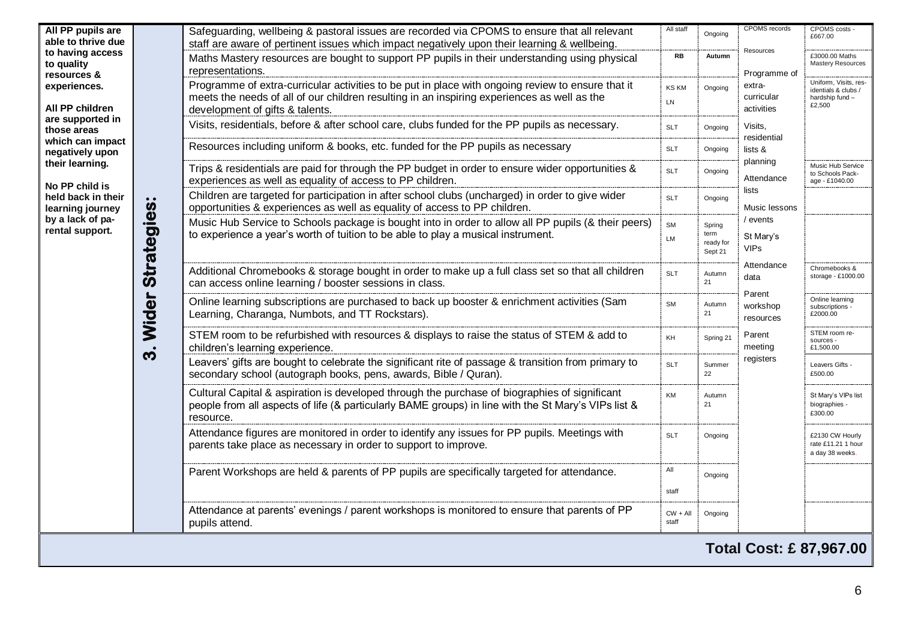| | | | | | | |
|---|---|---|---|---|---|---|
| **All PP pupils are able to thrive due to having access to quality resources & experiences.**<br><br>**All PP children are supported in those areas which can impact negatively upon their learning.**<br><br>**No PP child is held back in their learning journey by a lack of parental support.** | **3. Wider Strategies:** | Safeguarding, wellbeing & pastoral issues are recorded via CPOMS to ensure that all relevant staff are aware of pertinent issues which impact negatively upon their learning & wellbeing. | All staff | Ongoing | CPOMS records | CPOMS costs - £667.00 |
| | | Maths Mastery resources are bought to support PP pupils in their understanding using physical representations. | **RB** | **Autumn** | Resources | £3000.00 Maths Mastery Resources |
| | | Programme of extra-curricular activities to be put in place with ongoing review to ensure that it meets the needs of all of our children resulting in an inspiring experiences as well as the development of gifts & talents. | KS KM LN | Ongoing | Programme of extra-curricular activities | Uniform, Visits, residentials & clubs / hardship fund – £2,500 |
| | | Visits, residentials, before & after school care, clubs funded for the PP pupils as necessary. | SLT | Ongoing | Visits, residential lists & planning | |
| | | Resources including uniform & books, etc. funded for the PP pupils as necessary | SLT | Ongoing | | |
| | | Trips & residentials are paid for through the PP budget in order to ensure wider opportunities & experiences as well as equality of access to PP children. | SLT | Ongoing | Attendance lists | Music Hub Service to Schools Package - £1040.00 |
| | | Children are targeted for participation in after school clubs (uncharged) in order to give wider opportunities & experiences as well as equality of access to PP children. | SLT | Ongoing | Music lessons / events | |
| | | Music Hub Service to Schools package is bought into in order to allow all PP pupils (& their peers) to experience a year's worth of tuition to be able to play a musical instrument. | SM LM | Spring term ready for Sept 21 | St Mary's VIPs | |
| | | Additional Chromebooks & storage bought in order to make up a full class set so that all children can access online learning / booster sessions in class. | SLT | Autumn 21 | Attendance data | Chromebooks & storage - £1000.00 |
| | | Online learning subscriptions are purchased to back up booster & enrichment activities (Sam Learning, Charanga, Numbots, and TT Rockstars). | SM | Autumn 21 | Parent workshop resources | Online learning subscriptions - £2000.00 |
| | | STEM room to be refurbished with resources & displays to raise the status of STEM & add to children's learning experience. | KH | Spring 21 | Parent meeting registers | STEM room resources - £1,500.00 |
| | | Leavers' gifts are bought to celebrate the significant rite of passage & transition from primary to secondary school (autograph books, pens, awards, Bible / Quran). | SLT | Summer 22 | | Leavers Gifts - £500.00 |
| | | Cultural Capital & aspiration is developed through the purchase of biographies of significant people from all aspects of life (& particularly BAME groups) in line with the St Mary's VIPs list & resource. | KM | Autumn 21 | | St Mary's VIPs list biographies - £300.00 |
| | | Attendance figures are monitored in order to identify any issues for PP pupils. Meetings with parents take place as necessary in order to support to improve. | SLT | Ongoing | | £2130 CW Hourly rate £11.21 1 hour a day 38 weeks. |
| | | Parent Workshops are held & parents of PP pupils are specifically targeted for attendance. | All staff | Ongoing | | |
| | | Attendance at parents' evenings / parent workshops is monitored to ensure that parents of PP pupils attend. | CW + All staff | Ongoing | | |
| **Total Cost: £ 87,967.00** | | | | | | |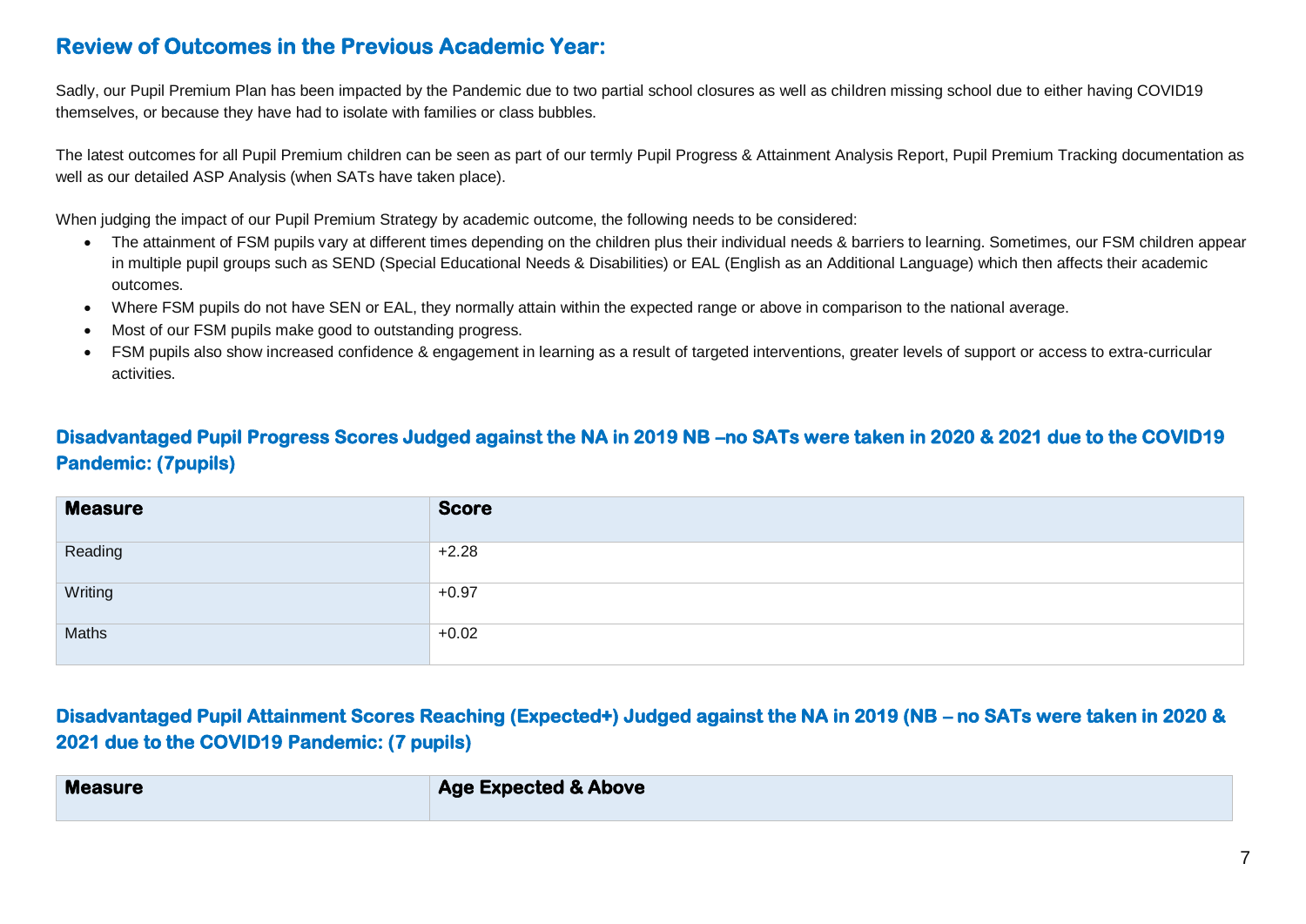## Review of Outcomes in the Previous Academic Year:

Sadly, our Pupil Premium Plan has been impacted by the Pandemic due to two partial school closures as well as children missing school due to either having COVID19 themselves, or because they have had to isolate with families or class bubbles.

The latest outcomes for all Pupil Premium children can be seen as part of our termly Pupil Progress & Attainment Analysis Report, Pupil Premium Tracking documentation as well as our detailed ASP Analysis (when SATs have taken place).

When judging the impact of our Pupil Premium Strategy by academic outcome, the following needs to be considered:

- The attainment of FSM pupils vary at different times depending on the children plus their individual needs & barriers to learning. Sometimes, our FSM children appear in multiple pupil groups such as SEND (Special Educational Needs & Disabilities) or EAL (English as an Additional Language) which then affects their academic outcomes.
- Where FSM pupils do not have SEN or EAL, they normally attain within the expected range or above in comparison to the national average.
- Most of our FSM pupils make good to outstanding progress.
- FSM pupils also show increased confidence & engagement in learning as a result of targeted interventions, greater levels of support or access to extra-curricular activities.

### Disadvantaged Pupil Progress Scores Judged against the NA in 2019 NB –no SATs were taken in 2020 & 2021 due to the COVID19 Pandemic: (7pupils)

| Measure | Score |
|---|---|
| Reading | +2.28 |
| Writing | +0.97 |
| Maths | +0.02 |

### Disadvantaged Pupil Attainment Scores Reaching (Expected+) Judged against the NA in 2019 (NB – no SATs were taken in 2020 & 2021 due to the COVID19 Pandemic: (7 pupils)

| Measure | Age Expected & Above |
|---|---|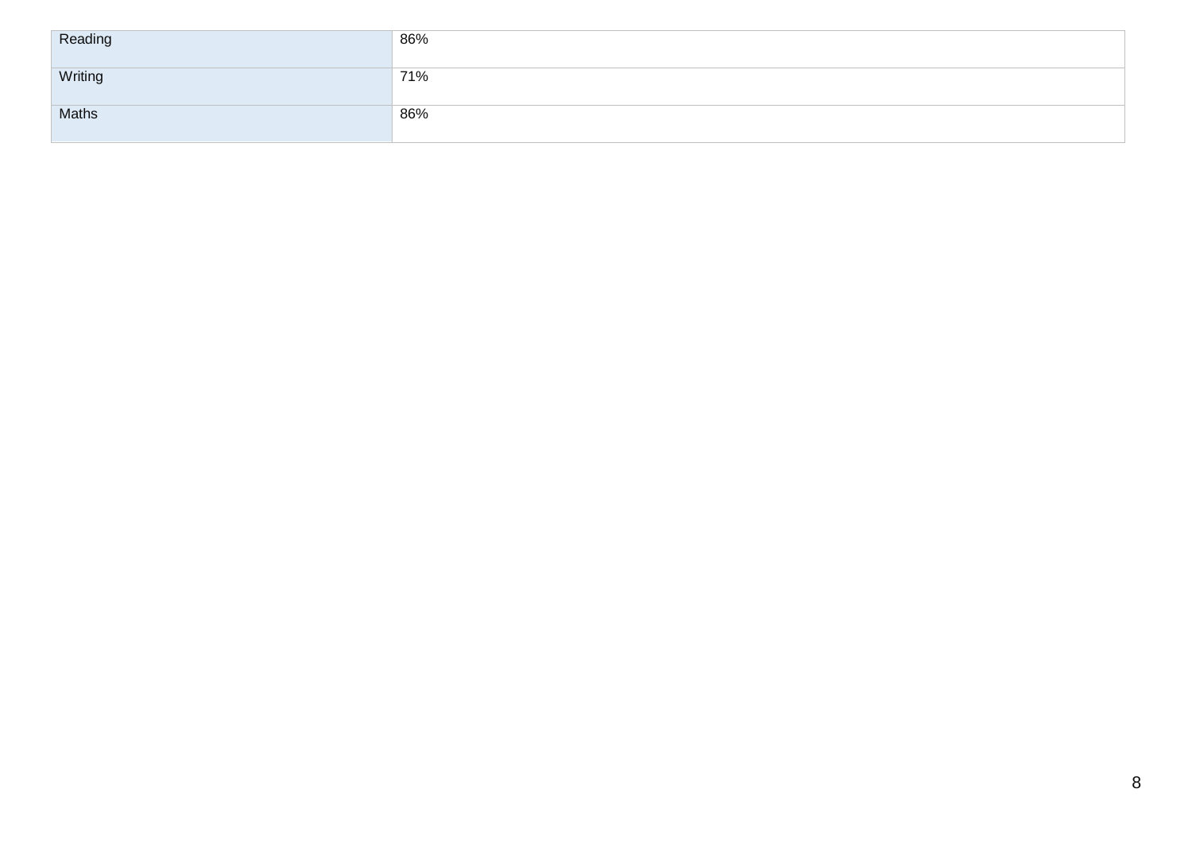| Reading | 86% |
|---|---|
| Writing | 71% |
| Maths | 86% |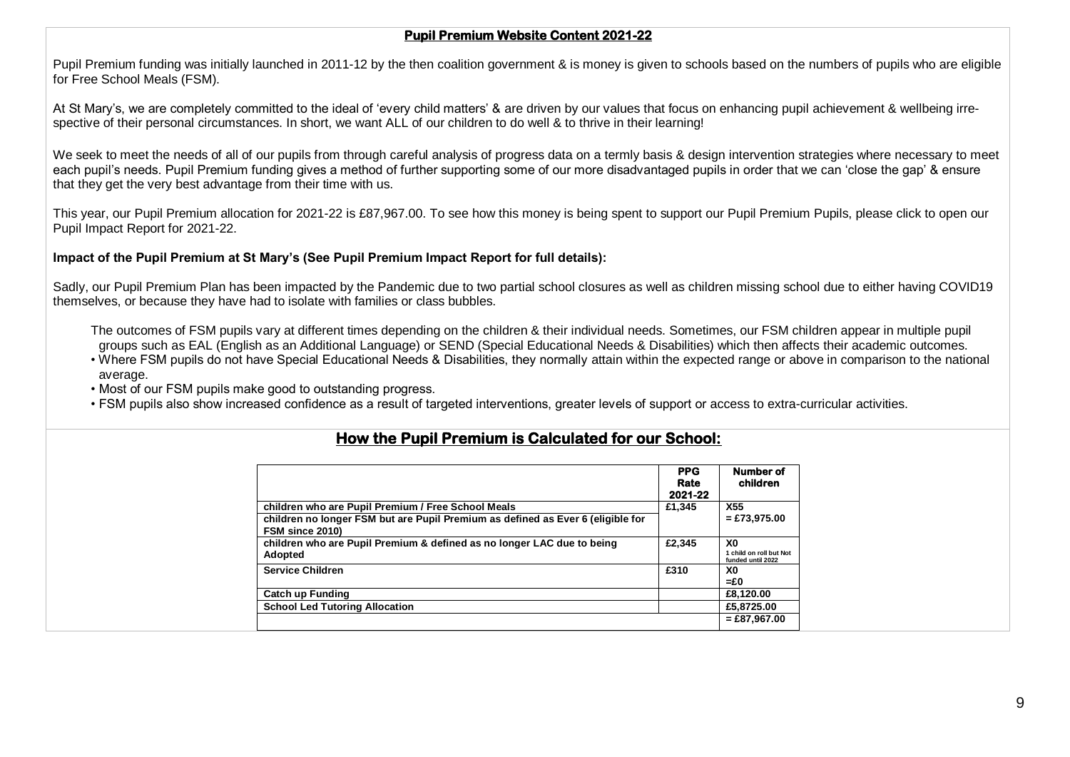## Pupil Premium Website Content 2021-22

Pupil Premium funding was initially launched in 2011-12 by the then coalition government & is money is given to schools based on the numbers of pupils who are eligible for Free School Meals (FSM).

At St Mary's, we are completely committed to the ideal of 'every child matters' & are driven by our values that focus on enhancing pupil achievement & wellbeing irrespective of their personal circumstances. In short, we want ALL of our children to do well & to thrive in their learning!

We seek to meet the needs of all of our pupils from through careful analysis of progress data on a termly basis & design intervention strategies where necessary to meet each pupil's needs. Pupil Premium funding gives a method of further supporting some of our more disadvantaged pupils in order that we can 'close the gap' & ensure that they get the very best advantage from their time with us.

This year, our Pupil Premium allocation for 2021-22 is £87,967.00. To see how this money is being spent to support our Pupil Premium Pupils, please click to open our Pupil Impact Report for 2021-22.

**Impact of the Pupil Premium at St Mary's (See Pupil Premium Impact Report for full details):**

Sadly, our Pupil Premium Plan has been impacted by the Pandemic due to two partial school closures as well as children missing school due to either having COVID19 themselves, or because they have had to isolate with families or class bubbles.

The outcomes of FSM pupils vary at different times depending on the children & their individual needs. Sometimes, our FSM children appear in multiple pupil groups such as EAL (English as an Additional Language) or SEND (Special Educational Needs & Disabilities) which then affects their academic outcomes.

- Where FSM pupils do not have Special Educational Needs & Disabilities, they normally attain within the expected range or above in comparison to the national average.
- Most of our FSM pupils make good to outstanding progress.
- FSM pupils also show increased confidence as a result of targeted interventions, greater levels of support or access to extra-curricular activities.

## How the Pupil Premium is Calculated for our School:

| | PPG Rate 2021-22 | Number of children |
|---|---|---|
| children who are Pupil Premium / Free School Meals | £1,345 | X55 |
| children no longer FSM but are Pupil Premium as defined as Ever 6 (eligible for FSM since 2010) | | = £73,975.00 |
| children who are Pupil Premium & defined as no longer LAC due to being Adopted | £2,345 | X0 1 child on roll but Not funded until 2022 |
| Service Children | £310 | X0 =£0 |
| Catch up Funding | | £8,120.00 |
| School Led Tutoring Allocation | | £5,8725.00 |
| | | = £87,967.00 |